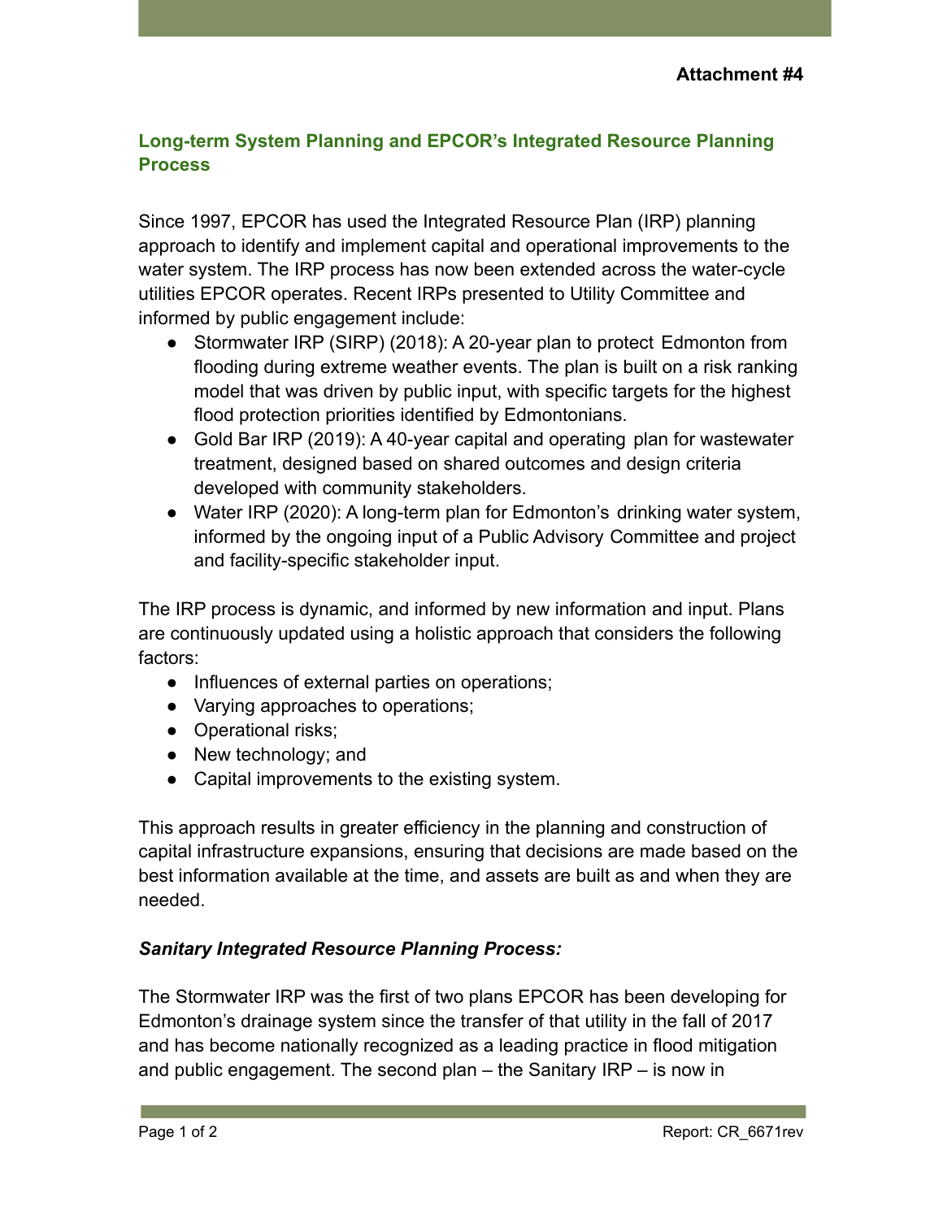**Attachment #4**

## Long-term System Planning and EPCOR's Integrated Resource Planning Process

Since 1997, EPCOR has used the Integrated Resource Plan (IRP) planning approach to identify and implement capital and operational improvements to the water system. The IRP process has now been extended across the water-cycle utilities EPCOR operates. Recent IRPs presented to Utility Committee and informed by public engagement include:

- Stormwater IRP (SIRP) (2018): A 20-year plan to protect Edmonton from flooding during extreme weather events. The plan is built on a risk ranking model that was driven by public input, with specific targets for the highest flood protection priorities identified by Edmontonians.
- Gold Bar IRP (2019): A 40-year capital and operating plan for wastewater treatment, designed based on shared outcomes and design criteria developed with community stakeholders.
- Water IRP (2020): A long-term plan for Edmonton's drinking water system, informed by the ongoing input of a Public Advisory Committee and project and facility-specific stakeholder input.

The IRP process is dynamic, and informed by new information and input. Plans are continuously updated using a holistic approach that considers the following factors:

- Influences of external parties on operations;
- Varying approaches to operations;
- Operational risks;
- New technology; and
- Capital improvements to the existing system.

This approach results in greater efficiency in the planning and construction of capital infrastructure expansions, ensuring that decisions are made based on the best information available at the time, and assets are built as and when they are needed.

### *Sanitary Integrated Resource Planning Process:*

The Stormwater IRP was the first of two plans EPCOR has been developing for Edmonton's drainage system since the transfer of that utility in the fall of 2017 and has become nationally recognized as a leading practice in flood mitigation and public engagement. The second plan – the Sanitary IRP – is now in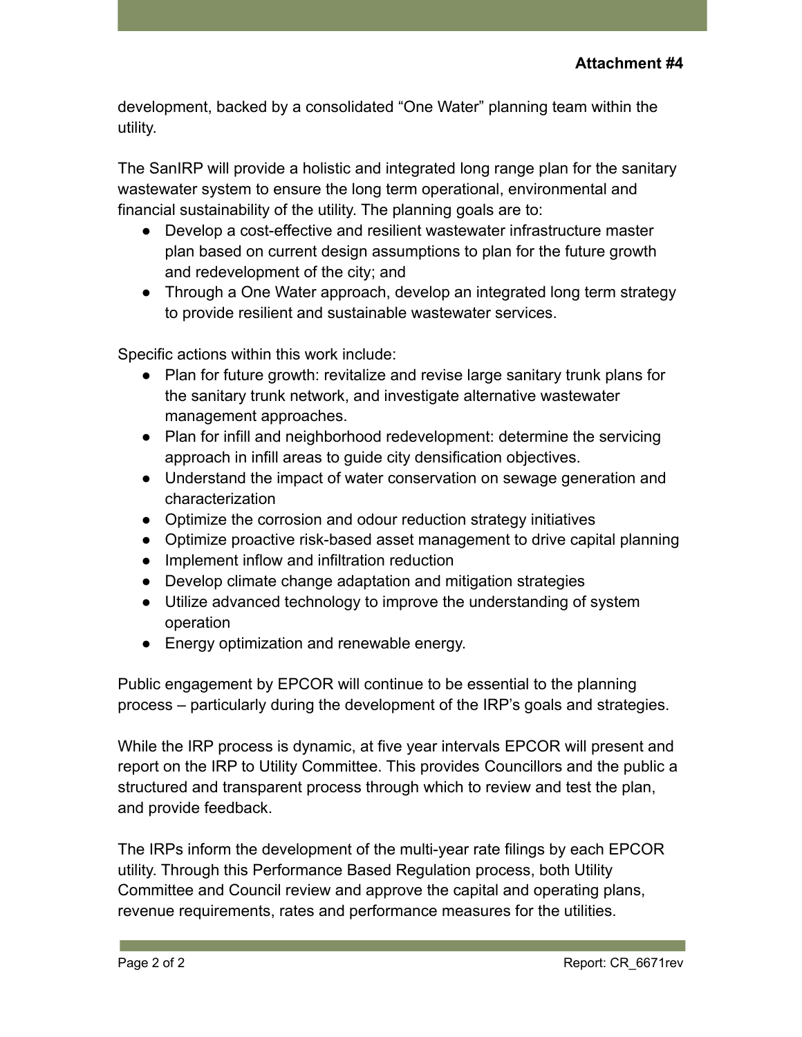development, backed by a consolidated “One Water” planning team within the utility.

The SanIRP will provide a holistic and integrated long range plan for the sanitary wastewater system to ensure the long term operational, environmental and financial sustainability of the utility. The planning goals are to:

- Develop a cost-effective and resilient wastewater infrastructure master plan based on current design assumptions to plan for the future growth and redevelopment of the city; and
- Through a One Water approach, develop an integrated long term strategy to provide resilient and sustainable wastewater services.

Specific actions within this work include:

- Plan for future growth: revitalize and revise large sanitary trunk plans for the sanitary trunk network, and investigate alternative wastewater management approaches.
- Plan for infill and neighborhood redevelopment: determine the servicing approach in infill areas to guide city densification objectives.
- Understand the impact of water conservation on sewage generation and characterization
- Optimize the corrosion and odour reduction strategy initiatives
- Optimize proactive risk-based asset management to drive capital planning
- Implement inflow and infiltration reduction
- Develop climate change adaptation and mitigation strategies
- Utilize advanced technology to improve the understanding of system operation
- Energy optimization and renewable energy.

Public engagement by EPCOR will continue to be essential to the planning process – particularly during the development of the IRP’s goals and strategies.

While the IRP process is dynamic, at five year intervals EPCOR will present and report on the IRP to Utility Committee. This provides Councillors and the public a structured and transparent process through which to review and test the plan, and provide feedback.

The IRPs inform the development of the multi-year rate filings by each EPCOR utility. Through this Performance Based Regulation process, both Utility Committee and Council review and approve the capital and operating plans, revenue requirements, rates and performance measures for the utilities.